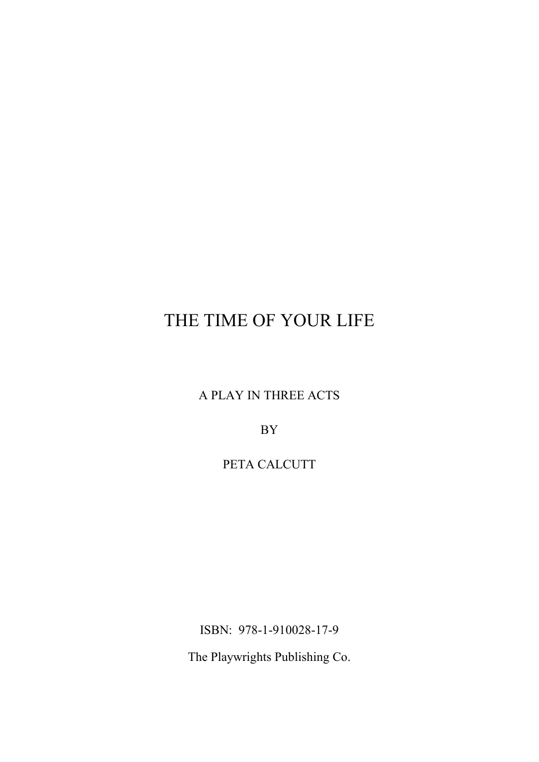# THE TIME OF YOUR LIFE

A PLAY IN THREE ACTS

BY

PETA CALCUTT

ISBN: 978-1-910028-17-9

The Playwrights Publishing Co.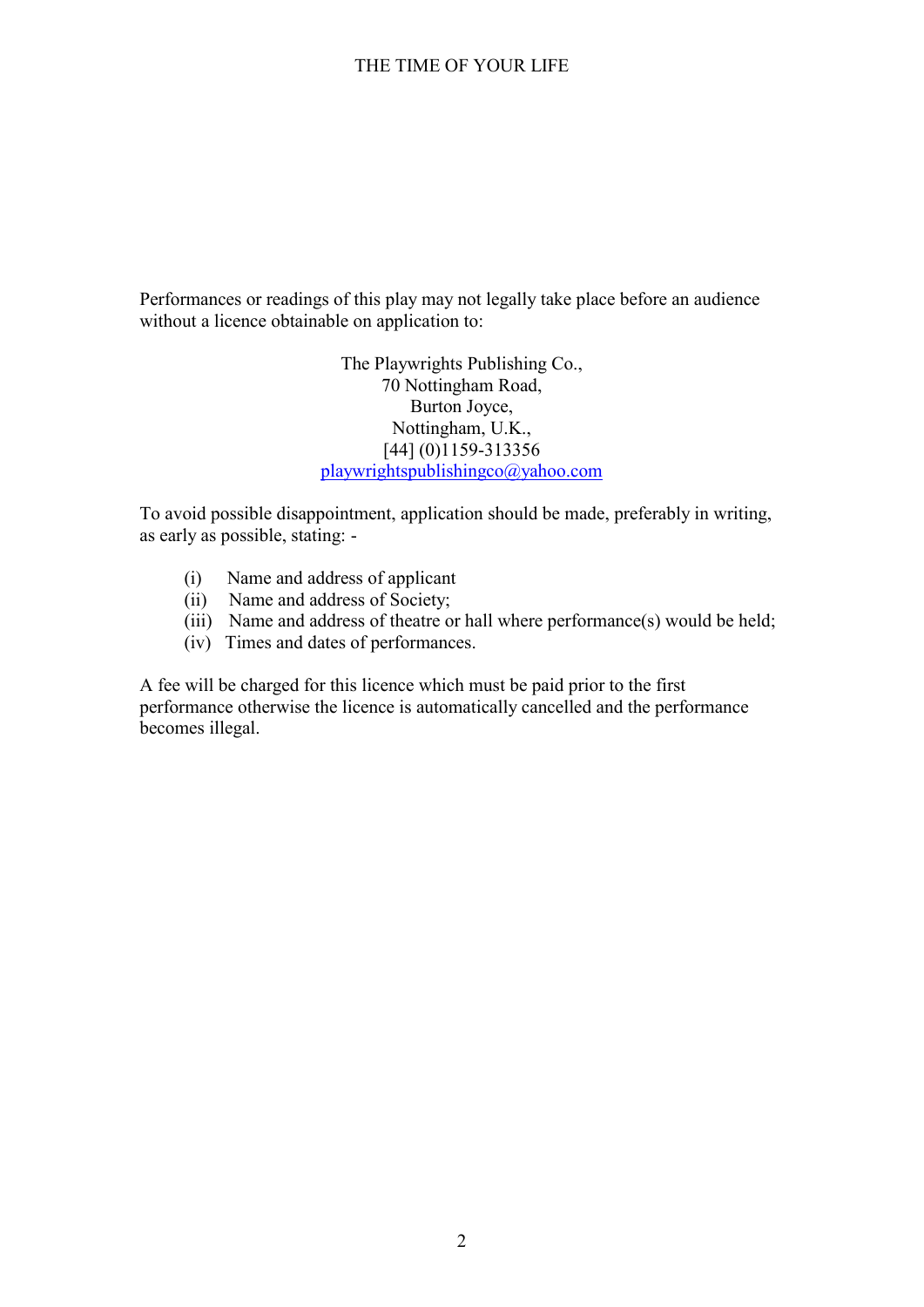Performances or readings of this play may not legally take place before an audience without a licence obtainable on application to:

The Playwrights Publishing Co.,
70 Nottingham Road,
Burton Joyce,
Nottingham, U.K.,
[44] (0)1159-313356
playwrightspublishingco@yahoo.com

To avoid possible disappointment, application should be made, preferably in writing, as early as possible, stating: -

(i) Name and address of applicant
(ii) Name and address of Society;
(iii) Name and address of theatre or hall where performance(s) would be held;
(iv) Times and dates of performances.

A fee will be charged for this licence which must be paid prior to the first performance otherwise the licence is automatically cancelled and the performance becomes illegal.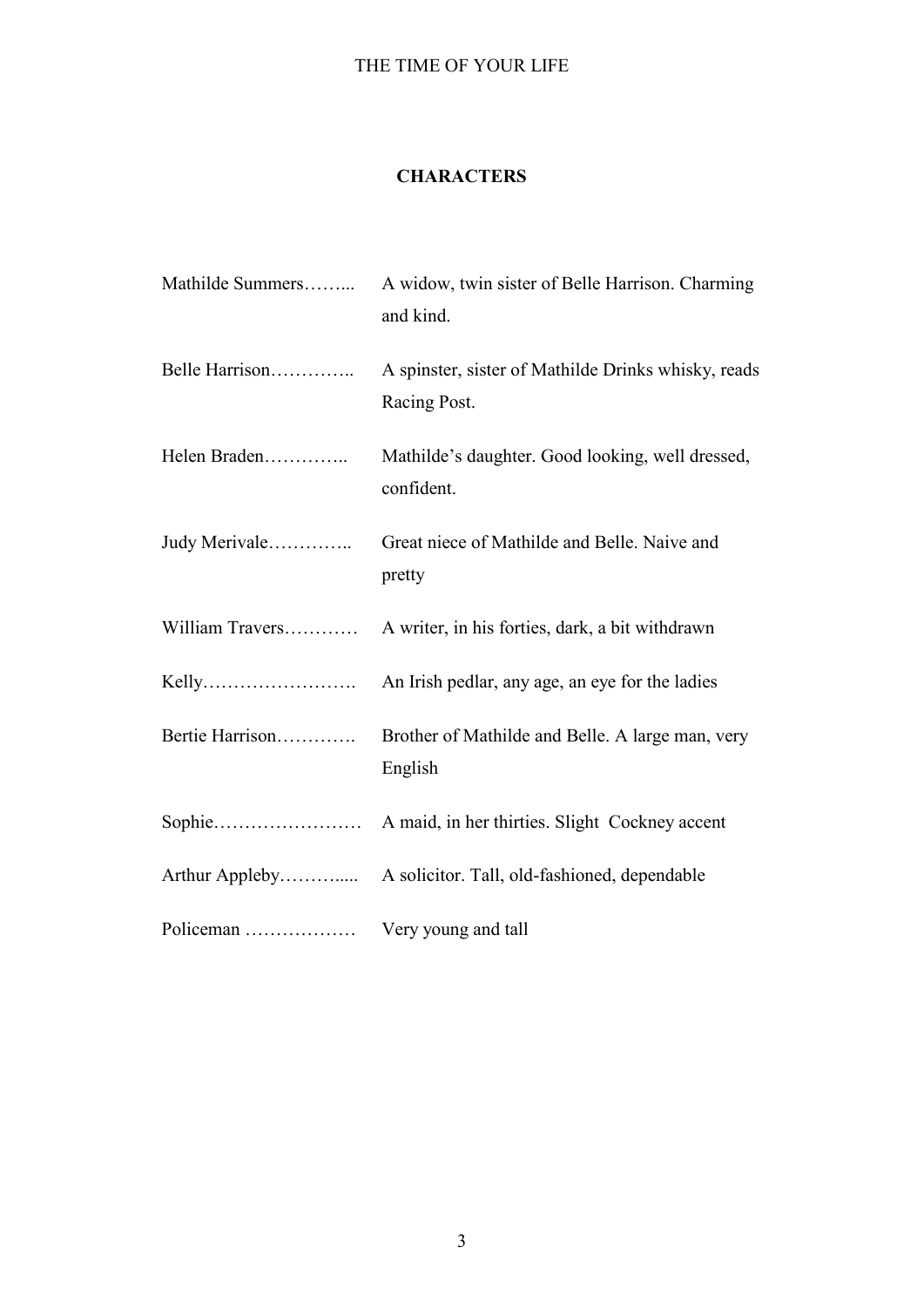## CHARACTERS

| | |
|---|---|
| Mathilde Summers…….. | A widow, twin sister of Belle Harrison. Charming and kind. |
| Belle Harrison………….. | A spinster, sister of Mathilde Drinks whisky, reads Racing Post. |
| Helen Braden………….. | Mathilde's daughter. Good looking, well dressed, confident. |
| Judy Merivale………….. | Great niece of Mathilde and Belle. Naive and pretty |
| William Travers………… | A writer, in his forties, dark, a bit withdrawn |
| Kelly……………………. | An Irish pedlar, any age, an eye for the ladies |
| Bertie Harrison…………. | Brother of Mathilde and Belle. A large man, very English |
| Sophie…………………… | A maid, in her thirties. Slight Cockney accent |
| Arthur Appleby……….... | A solicitor. Tall, old-fashioned, dependable |
| Policeman ……………… | Very young and tall |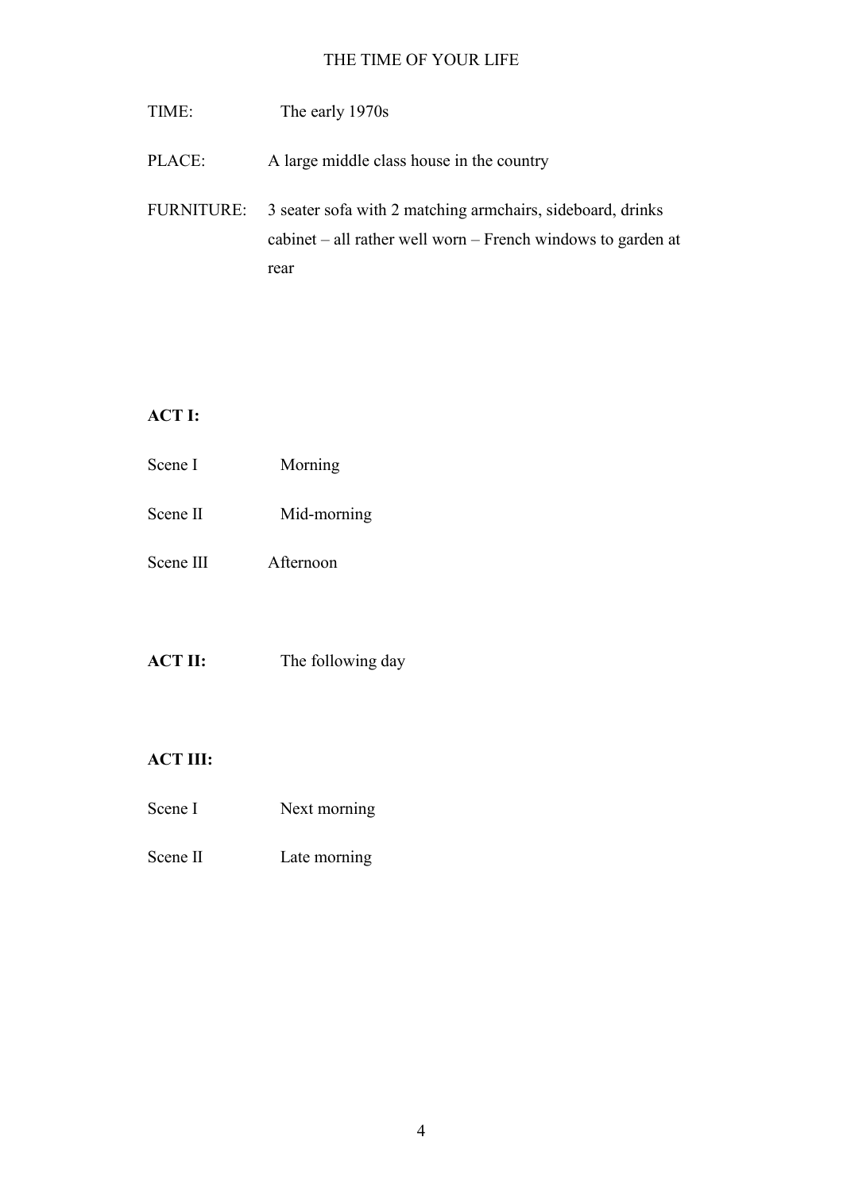# THE TIME OF YOUR LIFE

TIME: The early 1970s

PLACE: A large middle class house in the country

FURNITURE: 3 seater sofa with 2 matching armchairs, sideboard, drinks cabinet – all rather well worn – French windows to garden at rear

**ACT I:**

Scene I Morning

Scene II Mid-morning

Scene III Afternoon

**ACT II:** The following day

**ACT III:**

Scene I Next morning

Scene II Late morning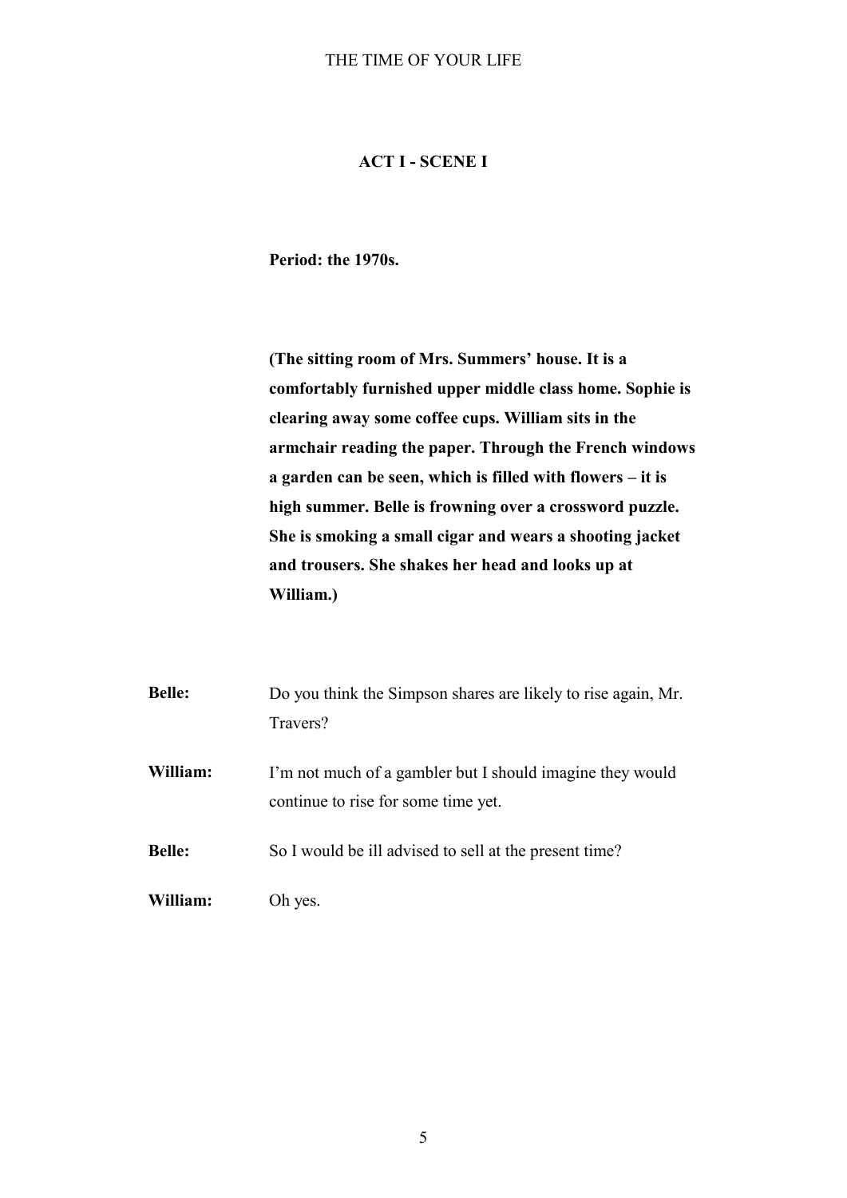## ACT I - SCENE I

**Period: the 1970s.**

**(The sitting room of Mrs. Summers' house. It is a comfortably furnished upper middle class home. Sophie is clearing away some coffee cups. William sits in the armchair reading the paper. Through the French windows a garden can be seen, which is filled with flowers – it is high summer. Belle is frowning over a crossword puzzle. She is smoking a small cigar and wears a shooting jacket and trousers. She shakes her head and looks up at William.)**

**Belle:** Do you think the Simpson shares are likely to rise again, Mr. Travers?

**William:** I'm not much of a gambler but I should imagine they would continue to rise for some time yet.

**Belle:** So I would be ill advised to sell at the present time?

**William:** Oh yes.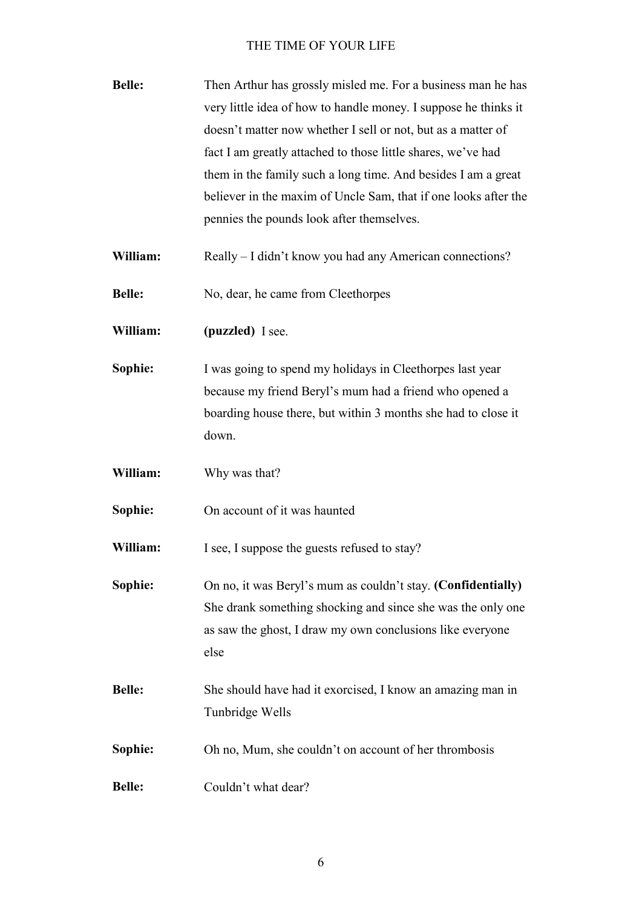**Belle:** Then Arthur has grossly misled me. For a business man he has very little idea of how to handle money. I suppose he thinks it doesn't matter now whether I sell or not, but as a matter of fact I am greatly attached to those little shares, we've had them in the family such a long time. And besides I am a great believer in the maxim of Uncle Sam, that if one looks after the pennies the pounds look after themselves.

**William:** Really – I didn't know you had any American connections?

**Belle:** No, dear, he came from Cleethorpes

**William:** **(puzzled)** I see.

**Sophie:** I was going to spend my holidays in Cleethorpes last year because my friend Beryl's mum had a friend who opened a boarding house there, but within 3 months she had to close it down.

**William:** Why was that?

**Sophie:** On account of it was haunted

**William:** I see, I suppose the guests refused to stay?

**Sophie:** On no, it was Beryl's mum as couldn't stay. **(Confidentially)** She drank something shocking and since she was the only one as saw the ghost, I draw my own conclusions like everyone else

**Belle:** She should have had it exorcised, I know an amazing man in Tunbridge Wells

**Sophie:** Oh no, Mum, she couldn't on account of her thrombosis

**Belle:** Couldn't what dear?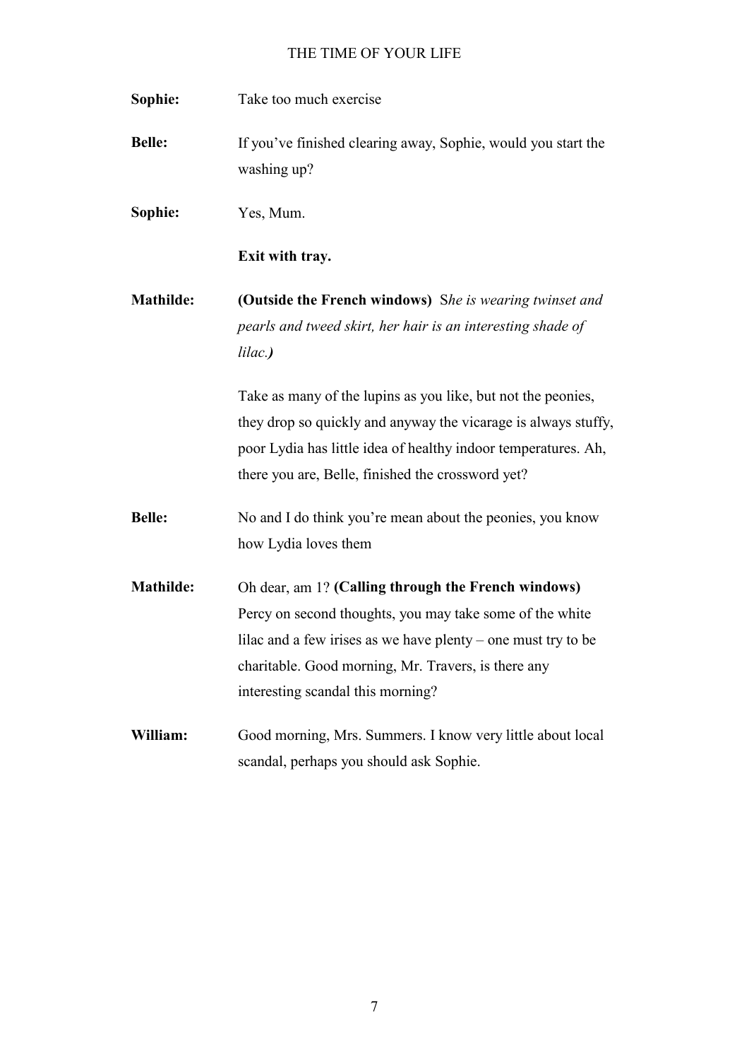**Sophie:** Take too much exercise

**Belle:** If you've finished clearing away, Sophie, would you start the washing up?

**Sophie:** Yes, Mum.

**Exit with tray.**

**Mathilde:** **(Outside the French windows)** S*he is wearing twinset and pearls and tweed skirt, her hair is an interesting shade of lilac.****)***

Take as many of the lupins as you like, but not the peonies, they drop so quickly and anyway the vicarage is always stuffy, poor Lydia has little idea of healthy indoor temperatures. Ah, there you are, Belle, finished the crossword yet?

**Belle:** No and I do think you're mean about the peonies, you know how Lydia loves them

**Mathilde:** Oh dear, am 1? **(Calling through the French windows)** Percy on second thoughts, you may take some of the white lilac and a few irises as we have plenty – one must try to be charitable. Good morning, Mr. Travers, is there any interesting scandal this morning?

**William:** Good morning, Mrs. Summers. I know very little about local scandal, perhaps you should ask Sophie.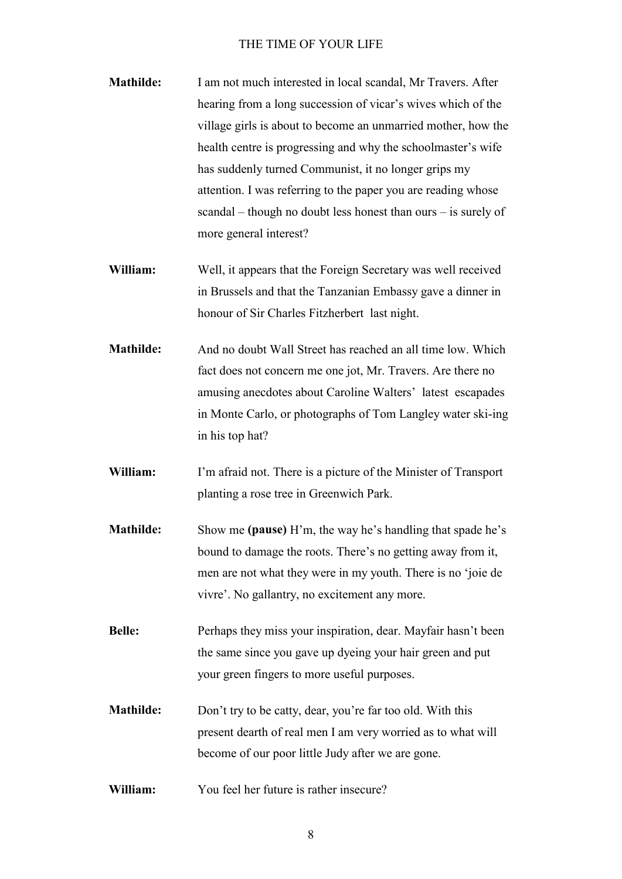**Mathilde:** I am not much interested in local scandal, Mr Travers. After hearing from a long succession of vicar's wives which of the village girls is about to become an unmarried mother, how the health centre is progressing and why the schoolmaster's wife has suddenly turned Communist, it no longer grips my attention. I was referring to the paper you are reading whose scandal – though no doubt less honest than ours – is surely of more general interest?

**William:** Well, it appears that the Foreign Secretary was well received in Brussels and that the Tanzanian Embassy gave a dinner in honour of Sir Charles Fitzherbert last night.

**Mathilde:** And no doubt Wall Street has reached an all time low. Which fact does not concern me one jot, Mr. Travers. Are there no amusing anecdotes about Caroline Walters' latest escapades in Monte Carlo, or photographs of Tom Langley water ski-ing in his top hat?

**William:** I'm afraid not. There is a picture of the Minister of Transport planting a rose tree in Greenwich Park.

**Mathilde:** Show me **(pause)** H'm, the way he's handling that spade he's bound to damage the roots. There's no getting away from it, men are not what they were in my youth. There is no 'joie de vivre'. No gallantry, no excitement any more.

**Belle:** Perhaps they miss your inspiration, dear. Mayfair hasn't been the same since you gave up dyeing your hair green and put your green fingers to more useful purposes.

**Mathilde:** Don't try to be catty, dear, you're far too old. With this present dearth of real men I am very worried as to what will become of our poor little Judy after we are gone.

**William:** You feel her future is rather insecure?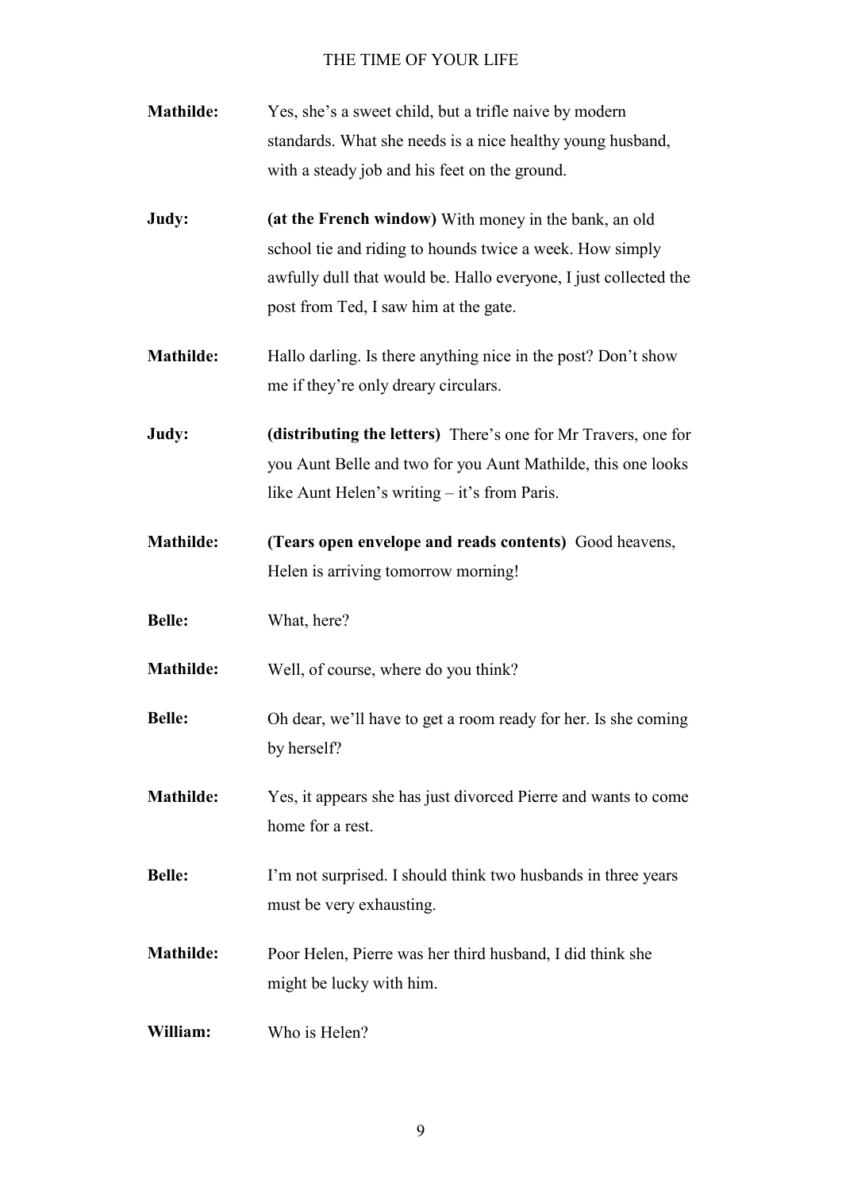**Mathilde:** Yes, she's a sweet child, but a trifle naive by modern standards. What she needs is a nice healthy young husband, with a steady job and his feet on the ground.

**Judy:** **(at the French window)** With money in the bank, an old school tie and riding to hounds twice a week. How simply awfully dull that would be. Hallo everyone, I just collected the post from Ted, I saw him at the gate.

**Mathilde:** Hallo darling. Is there anything nice in the post? Don't show me if they're only dreary circulars.

**Judy:** **(distributing the letters)** There's one for Mr Travers, one for you Aunt Belle and two for you Aunt Mathilde, this one looks like Aunt Helen's writing – it's from Paris.

**Mathilde:** **(Tears open envelope and reads contents)** Good heavens, Helen is arriving tomorrow morning!

**Belle:** What, here?

**Mathilde:** Well, of course, where do you think?

**Belle:** Oh dear, we'll have to get a room ready for her. Is she coming by herself?

**Mathilde:** Yes, it appears she has just divorced Pierre and wants to come home for a rest.

**Belle:** I'm not surprised. I should think two husbands in three years must be very exhausting.

**Mathilde:** Poor Helen, Pierre was her third husband, I did think she might be lucky with him.

**William:** Who is Helen?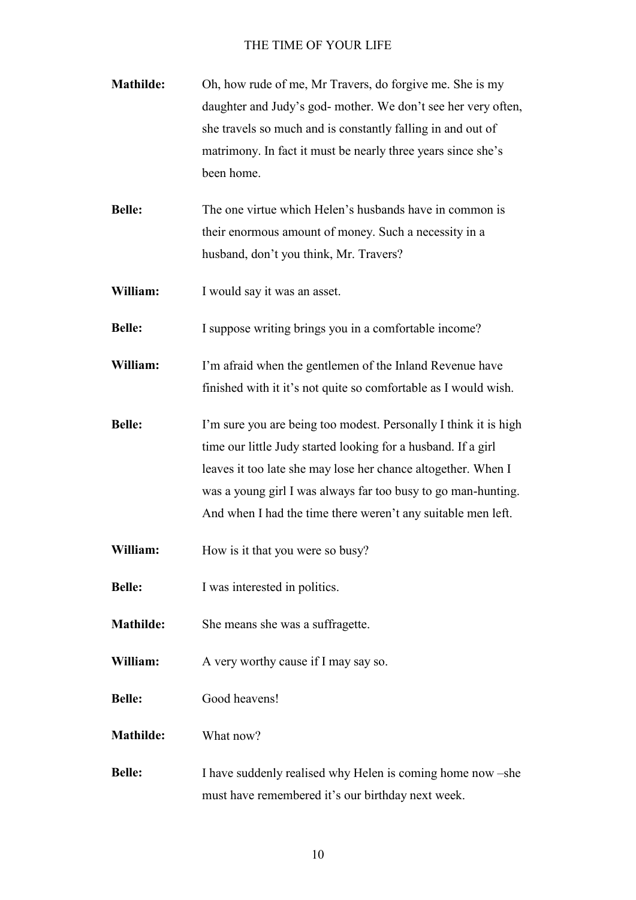**Mathilde:** Oh, how rude of me, Mr Travers, do forgive me. She is my daughter and Judy's god- mother. We don't see her very often, she travels so much and is constantly falling in and out of matrimony. In fact it must be nearly three years since she's been home.

**Belle:** The one virtue which Helen's husbands have in common is their enormous amount of money. Such a necessity in a husband, don't you think, Mr. Travers?

**William:** I would say it was an asset.

**Belle:** I suppose writing brings you in a comfortable income?

**William:** I'm afraid when the gentlemen of the Inland Revenue have finished with it it's not quite so comfortable as I would wish.

**Belle:** I'm sure you are being too modest. Personally I think it is high time our little Judy started looking for a husband. If a girl leaves it too late she may lose her chance altogether. When I was a young girl I was always far too busy to go man-hunting. And when I had the time there weren't any suitable men left.

**William:** How is it that you were so busy?

**Belle:** I was interested in politics.

**Mathilde:** She means she was a suffragette.

**William:** A very worthy cause if I may say so.

**Belle:** Good heavens!

**Mathilde:** What now?

**Belle:** I have suddenly realised why Helen is coming home now –she must have remembered it's our birthday next week.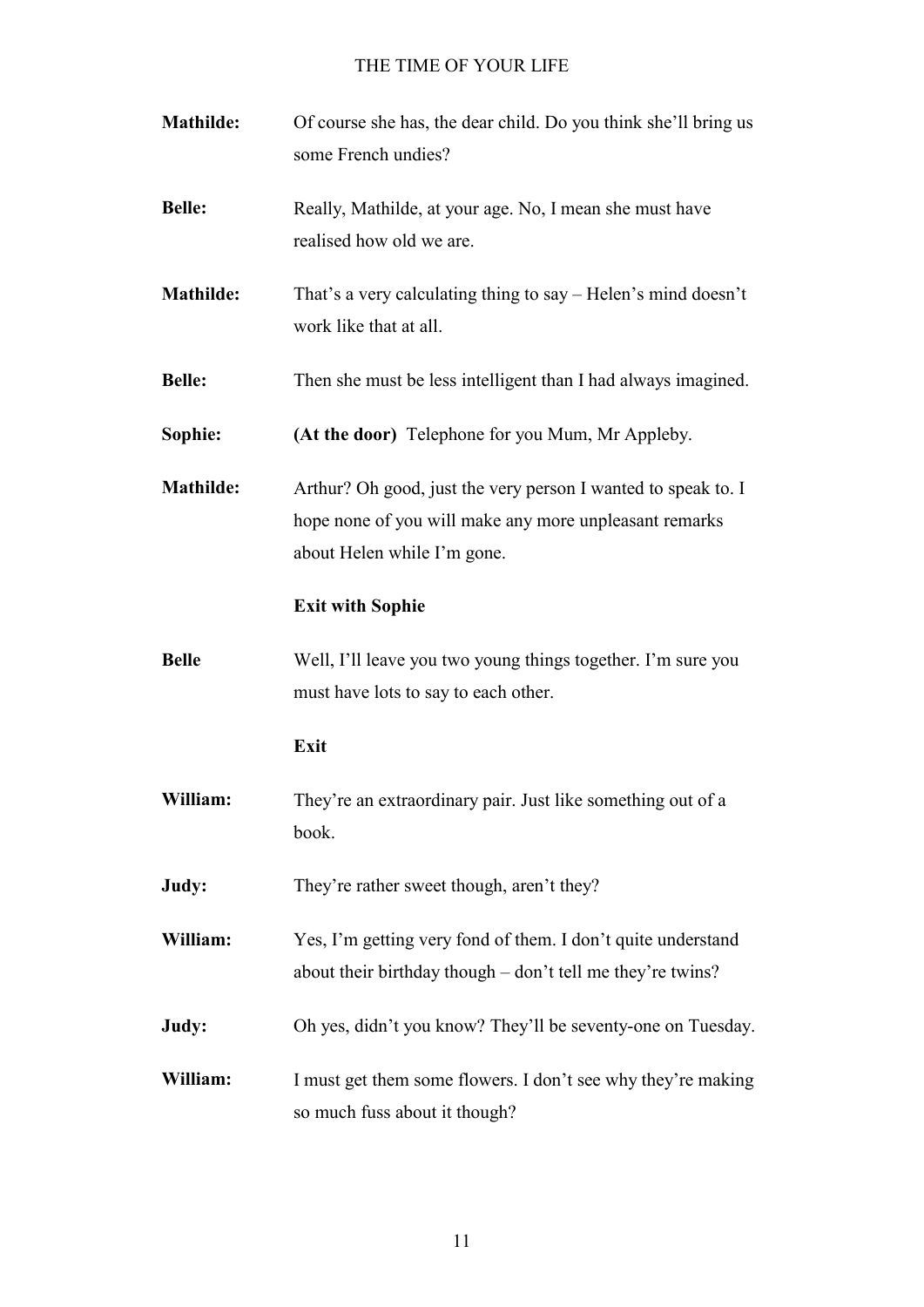**Mathilde:** Of course she has, the dear child. Do you think she'll bring us some French undies?

**Belle:** Really, Mathilde, at your age. No, I mean she must have realised how old we are.

**Mathilde:** That's a very calculating thing to say – Helen's mind doesn't work like that at all.

**Belle:** Then she must be less intelligent than I had always imagined.

**Sophie:** **(At the door)** Telephone for you Mum, Mr Appleby.

**Mathilde:** Arthur? Oh good, just the very person I wanted to speak to. I hope none of you will make any more unpleasant remarks about Helen while I'm gone.

**Exit with Sophie**

**Belle** Well, I'll leave you two young things together. I'm sure you must have lots to say to each other.

**Exit**

**William:** They're an extraordinary pair. Just like something out of a book.

**Judy:** They're rather sweet though, aren't they?

**William:** Yes, I'm getting very fond of them. I don't quite understand about their birthday though – don't tell me they're twins?

**Judy:** Oh yes, didn't you know? They'll be seventy-one on Tuesday.

**William:** I must get them some flowers. I don't see why they're making so much fuss about it though?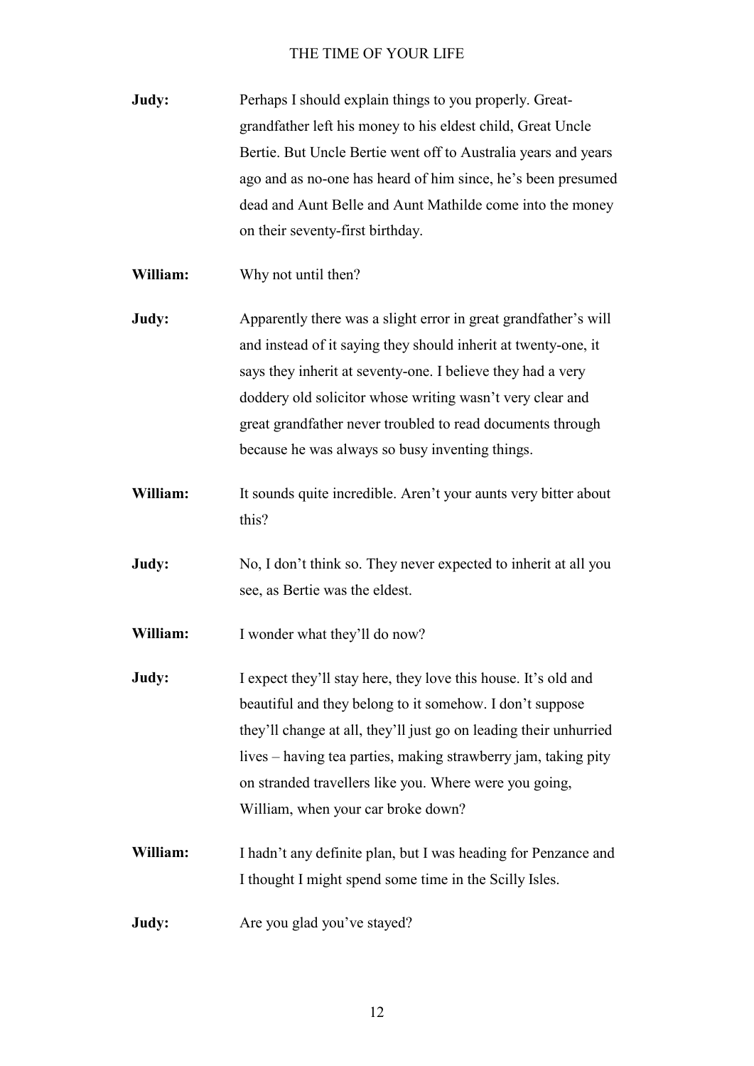**Judy:** Perhaps I should explain things to you properly. Great-grandfather left his money to his eldest child, Great Uncle Bertie. But Uncle Bertie went off to Australia years and years ago and as no-one has heard of him since, he's been presumed dead and Aunt Belle and Aunt Mathilde come into the money on their seventy-first birthday.

**William:** Why not until then?

**Judy:** Apparently there was a slight error in great grandfather's will and instead of it saying they should inherit at twenty-one, it says they inherit at seventy-one. I believe they had a very doddery old solicitor whose writing wasn't very clear and great grandfather never troubled to read documents through because he was always so busy inventing things.

**William:** It sounds quite incredible. Aren't your aunts very bitter about this?

**Judy:** No, I don't think so. They never expected to inherit at all you see, as Bertie was the eldest.

**William:** I wonder what they'll do now?

**Judy:** I expect they'll stay here, they love this house. It's old and beautiful and they belong to it somehow. I don't suppose they'll change at all, they'll just go on leading their unhurried lives – having tea parties, making strawberry jam, taking pity on stranded travellers like you. Where were you going, William, when your car broke down?

**William:** I hadn't any definite plan, but I was heading for Penzance and I thought I might spend some time in the Scilly Isles.

**Judy:** Are you glad you've stayed?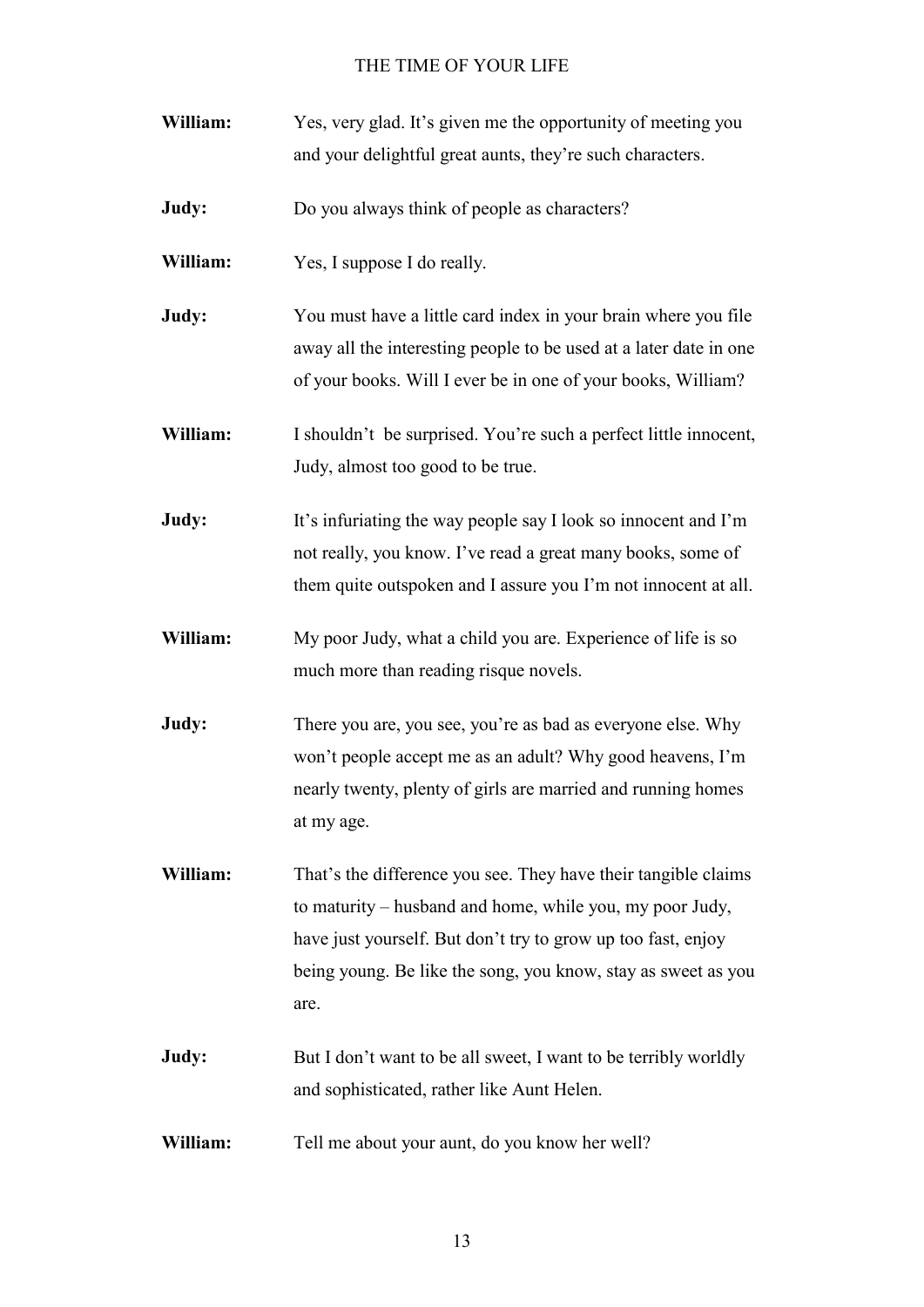**William:** Yes, very glad. It's given me the opportunity of meeting you and your delightful great aunts, they're such characters.

**Judy:** Do you always think of people as characters?

**William:** Yes, I suppose I do really.

**Judy:** You must have a little card index in your brain where you file away all the interesting people to be used at a later date in one of your books. Will I ever be in one of your books, William?

**William:** I shouldn't be surprised. You're such a perfect little innocent, Judy, almost too good to be true.

**Judy:** It's infuriating the way people say I look so innocent and I'm not really, you know. I've read a great many books, some of them quite outspoken and I assure you I'm not innocent at all.

**William:** My poor Judy, what a child you are. Experience of life is so much more than reading risque novels.

**Judy:** There you are, you see, you're as bad as everyone else. Why won't people accept me as an adult? Why good heavens, I'm nearly twenty, plenty of girls are married and running homes at my age.

**William:** That's the difference you see. They have their tangible claims to maturity – husband and home, while you, my poor Judy, have just yourself. But don't try to grow up too fast, enjoy being young. Be like the song, you know, stay as sweet as you are.

**Judy:** But I don't want to be all sweet, I want to be terribly worldly and sophisticated, rather like Aunt Helen.

**William:** Tell me about your aunt, do you know her well?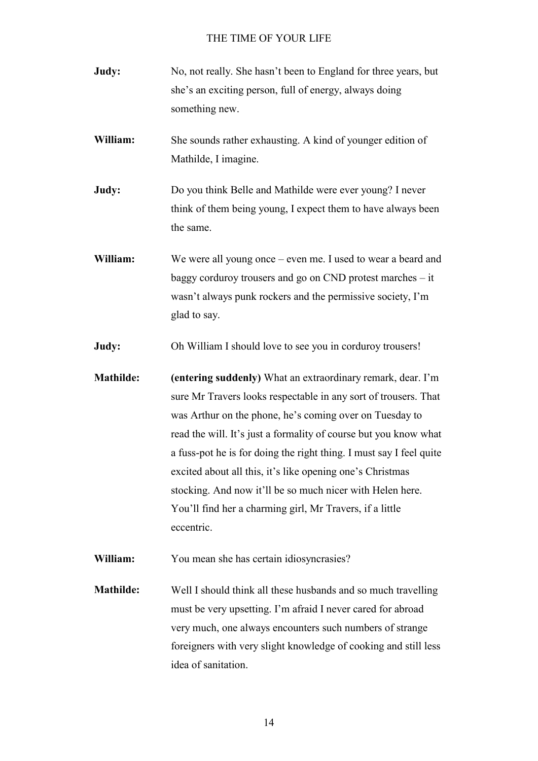**Judy:** No, not really. She hasn't been to England for three years, but she's an exciting person, full of energy, always doing something new.

**William:** She sounds rather exhausting. A kind of younger edition of Mathilde, I imagine.

**Judy:** Do you think Belle and Mathilde were ever young? I never think of them being young, I expect them to have always been the same.

**William:** We were all young once – even me. I used to wear a beard and baggy corduroy trousers and go on CND protest marches – it wasn't always punk rockers and the permissive society, I'm glad to say.

**Judy:** Oh William I should love to see you in corduroy trousers!

**Mathilde:** **(entering suddenly)** What an extraordinary remark, dear. I'm sure Mr Travers looks respectable in any sort of trousers. That was Arthur on the phone, he's coming over on Tuesday to read the will. It's just a formality of course but you know what a fuss-pot he is for doing the right thing. I must say I feel quite excited about all this, it's like opening one's Christmas stocking. And now it'll be so much nicer with Helen here. You'll find her a charming girl, Mr Travers, if a little eccentric.

**William:** You mean she has certain idiosyncrasies?

**Mathilde:** Well I should think all these husbands and so much travelling must be very upsetting. I'm afraid I never cared for abroad very much, one always encounters such numbers of strange foreigners with very slight knowledge of cooking and still less idea of sanitation.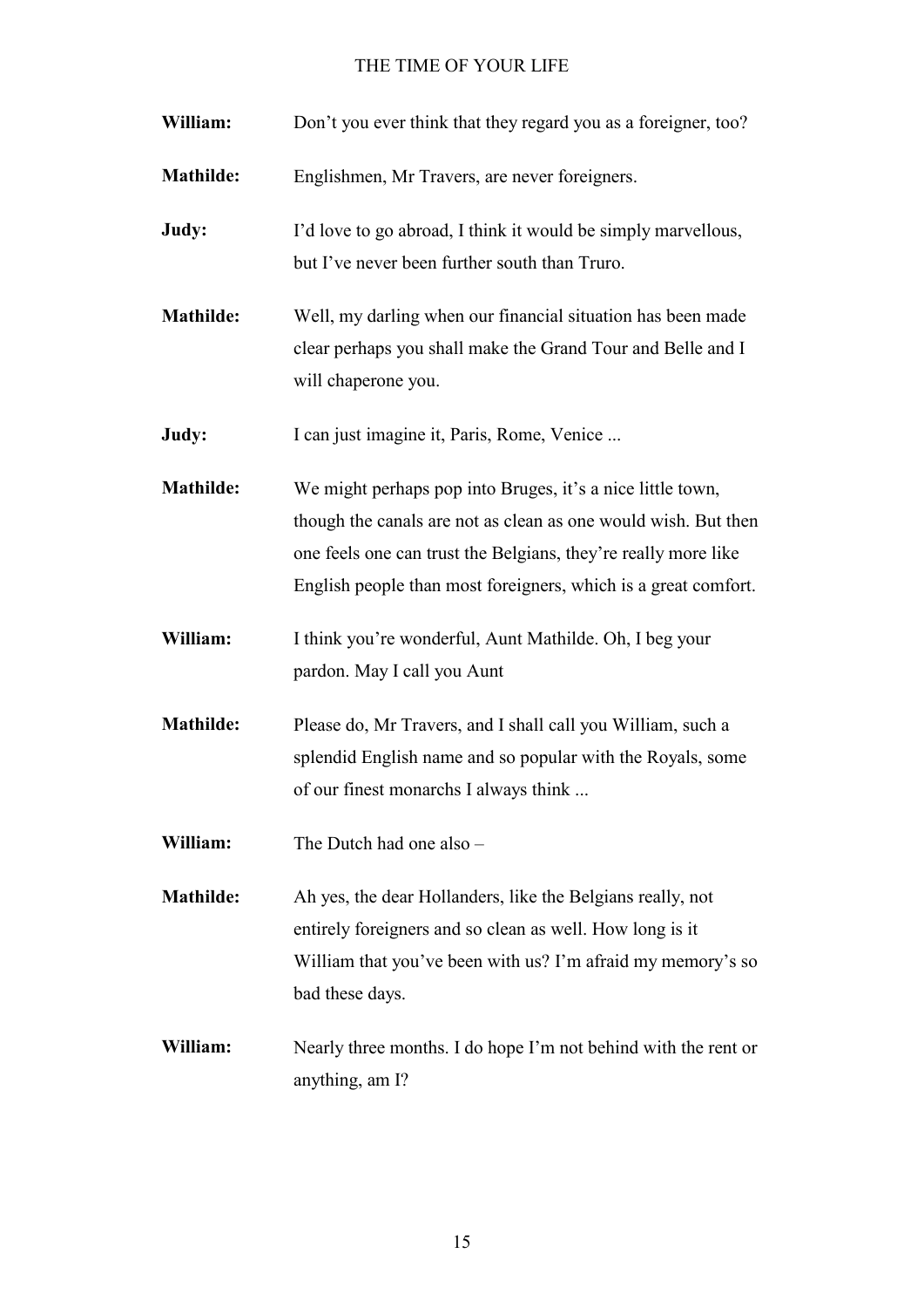**William:** Don't you ever think that they regard you as a foreigner, too?

**Mathilde:** Englishmen, Mr Travers, are never foreigners.

**Judy:** I'd love to go abroad, I think it would be simply marvellous, but I've never been further south than Truro.

**Mathilde:** Well, my darling when our financial situation has been made clear perhaps you shall make the Grand Tour and Belle and I will chaperone you.

**Judy:** I can just imagine it, Paris, Rome, Venice ...

**Mathilde:** We might perhaps pop into Bruges, it's a nice little town, though the canals are not as clean as one would wish. But then one feels one can trust the Belgians, they're really more like English people than most foreigners, which is a great comfort.

**William:** I think you're wonderful, Aunt Mathilde. Oh, I beg your pardon. May I call you Aunt

**Mathilde:** Please do, Mr Travers, and I shall call you William, such a splendid English name and so popular with the Royals, some of our finest monarchs I always think ...

**William:** The Dutch had one also –

**Mathilde:** Ah yes, the dear Hollanders, like the Belgians really, not entirely foreigners and so clean as well. How long is it William that you've been with us? I'm afraid my memory's so bad these days.

**William:** Nearly three months. I do hope I'm not behind with the rent or anything, am I?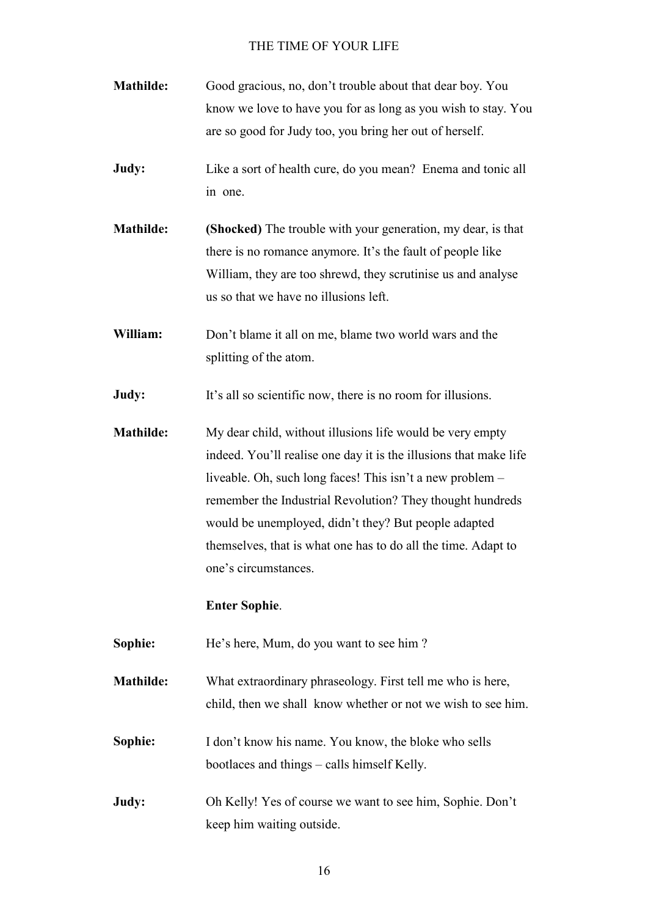**Mathilde:** Good gracious, no, don't trouble about that dear boy. You know we love to have you for as long as you wish to stay. You are so good for Judy too, you bring her out of herself.

**Judy:** Like a sort of health cure, do you mean? Enema and tonic all in one.

**Mathilde:** **(Shocked)** The trouble with your generation, my dear, is that there is no romance anymore. It's the fault of people like William, they are too shrewd, they scrutinise us and analyse us so that we have no illusions left.

**William:** Don't blame it all on me, blame two world wars and the splitting of the atom.

**Judy:** It's all so scientific now, there is no room for illusions.

**Mathilde:** My dear child, without illusions life would be very empty indeed. You'll realise one day it is the illusions that make life liveable. Oh, such long faces! This isn't a new problem – remember the Industrial Revolution? They thought hundreds would be unemployed, didn't they? But people adapted themselves, that is what one has to do all the time. Adapt to one's circumstances.

**Enter Sophie**.

**Sophie:** He's here, Mum, do you want to see him ?

**Mathilde:** What extraordinary phraseology. First tell me who is here, child, then we shall know whether or not we wish to see him.

**Sophie:** I don't know his name. You know, the bloke who sells bootlaces and things – calls himself Kelly.

**Judy:** Oh Kelly! Yes of course we want to see him, Sophie. Don't keep him waiting outside.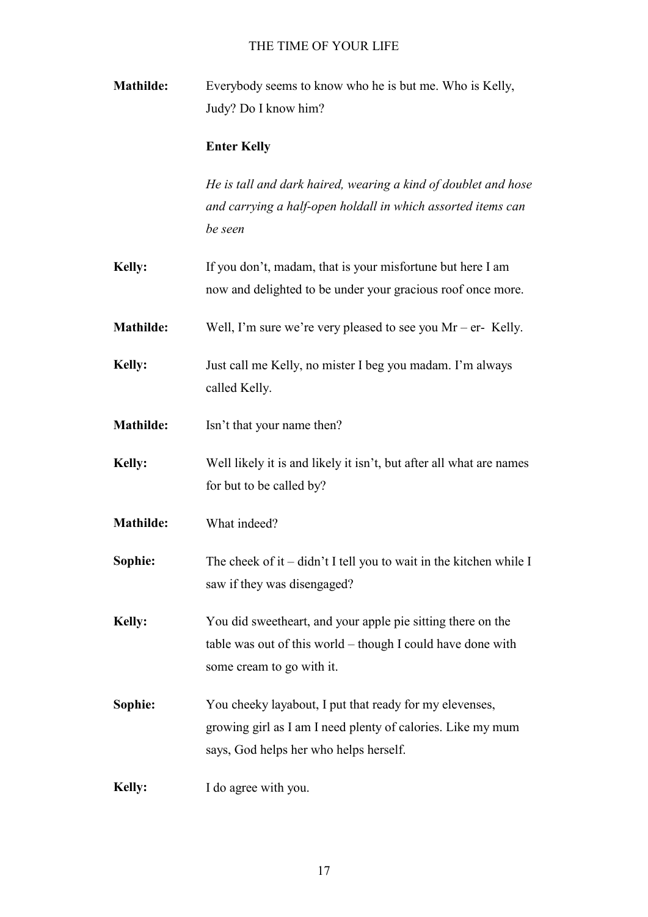**Mathilde:** Everybody seems to know who he is but me. Who is Kelly, Judy? Do I know him?

**Enter Kelly**

*He is tall and dark haired, wearing a kind of doublet and hose and carrying a half-open holdall in which assorted items can be seen*

**Kelly:** If you don't, madam, that is your misfortune but here I am now and delighted to be under your gracious roof once more.

**Mathilde:** Well, I'm sure we're very pleased to see you Mr – er- Kelly.

**Kelly:** Just call me Kelly, no mister I beg you madam. I'm always called Kelly.

**Mathilde:** Isn't that your name then?

**Kelly:** Well likely it is and likely it isn't, but after all what are names for but to be called by?

**Mathilde:** What indeed?

**Sophie:** The cheek of it – didn't I tell you to wait in the kitchen while I saw if they was disengaged?

**Kelly:** You did sweetheart, and your apple pie sitting there on the table was out of this world – though I could have done with some cream to go with it.

**Sophie:** You cheeky layabout, I put that ready for my elevenses, growing girl as I am I need plenty of calories. Like my mum says, God helps her who helps herself.

**Kelly:** I do agree with you.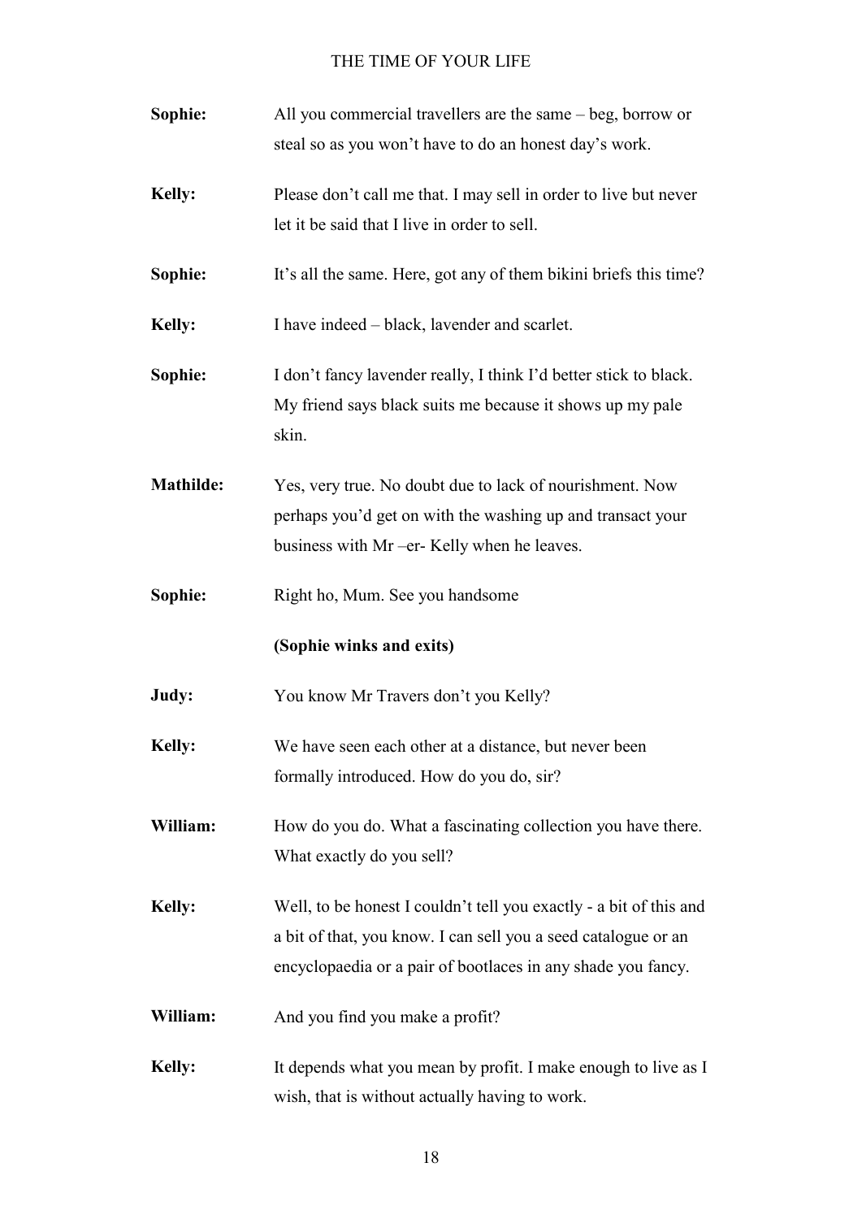**Sophie:** All you commercial travellers are the same – beg, borrow or steal so as you won't have to do an honest day's work.

**Kelly:** Please don't call me that. I may sell in order to live but never let it be said that I live in order to sell.

**Sophie:** It's all the same. Here, got any of them bikini briefs this time?

**Kelly:** I have indeed – black, lavender and scarlet.

**Sophie:** I don't fancy lavender really, I think I'd better stick to black. My friend says black suits me because it shows up my pale skin.

**Mathilde:** Yes, very true. No doubt due to lack of nourishment. Now perhaps you'd get on with the washing up and transact your business with Mr –er- Kelly when he leaves.

**Sophie:** Right ho, Mum. See you handsome

**(Sophie winks and exits)**

**Judy:** You know Mr Travers don't you Kelly?

**Kelly:** We have seen each other at a distance, but never been formally introduced. How do you do, sir?

**William:** How do you do. What a fascinating collection you have there. What exactly do you sell?

**Kelly:** Well, to be honest I couldn't tell you exactly - a bit of this and a bit of that, you know. I can sell you a seed catalogue or an encyclopaedia or a pair of bootlaces in any shade you fancy.

**William:** And you find you make a profit?

**Kelly:** It depends what you mean by profit. I make enough to live as I wish, that is without actually having to work.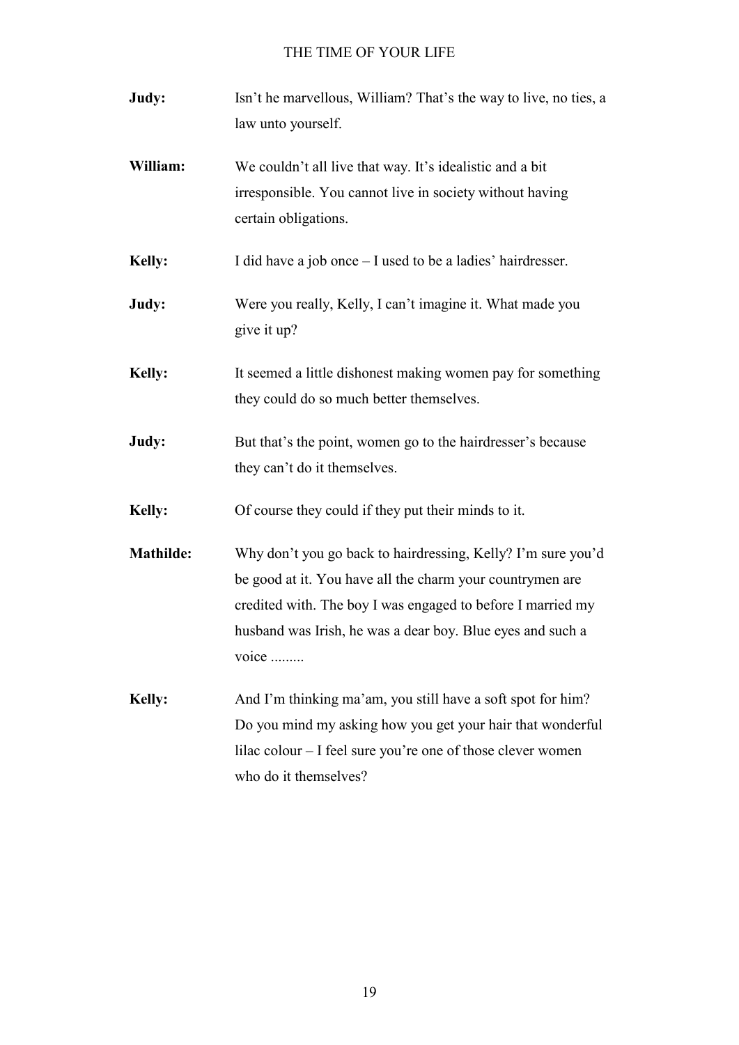**Judy:** Isn't he marvellous, William? That's the way to live, no ties, a law unto yourself.

**William:** We couldn't all live that way. It's idealistic and a bit irresponsible. You cannot live in society without having certain obligations.

**Kelly:** I did have a job once – I used to be a ladies' hairdresser.

**Judy:** Were you really, Kelly, I can't imagine it. What made you give it up?

**Kelly:** It seemed a little dishonest making women pay for something they could do so much better themselves.

**Judy:** But that's the point, women go to the hairdresser's because they can't do it themselves.

**Kelly:** Of course they could if they put their minds to it.

**Mathilde:** Why don't you go back to hairdressing, Kelly? I'm sure you'd be good at it. You have all the charm your countrymen are credited with. The boy I was engaged to before I married my husband was Irish, he was a dear boy. Blue eyes and such a voice .........

**Kelly:** And I'm thinking ma'am, you still have a soft spot for him? Do you mind my asking how you get your hair that wonderful lilac colour – I feel sure you're one of those clever women who do it themselves?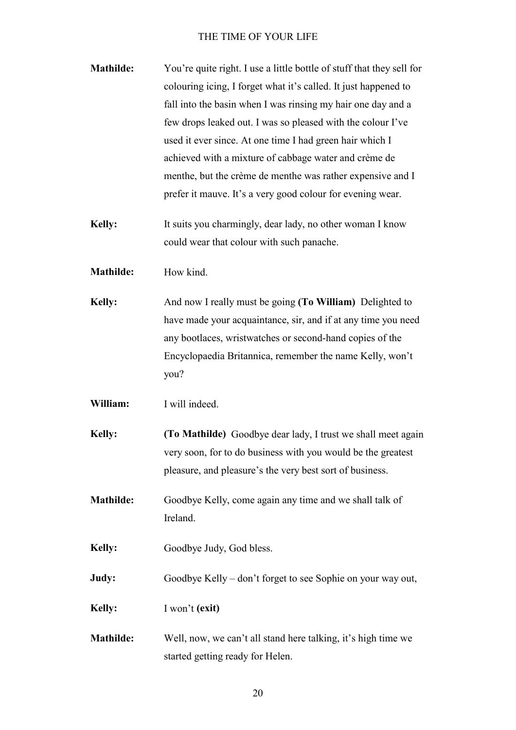**Mathilde:** You're quite right. I use a little bottle of stuff that they sell for colouring icing, I forget what it's called. It just happened to fall into the basin when I was rinsing my hair one day and a few drops leaked out. I was so pleased with the colour I've used it ever since. At one time I had green hair which I achieved with a mixture of cabbage water and crème de menthe, but the crème de menthe was rather expensive and I prefer it mauve. It's a very good colour for evening wear.

**Kelly:** It suits you charmingly, dear lady, no other woman I know could wear that colour with such panache.

**Mathilde:** How kind.

**Kelly:** And now I really must be going **(To William)** Delighted to have made your acquaintance, sir, and if at any time you need any bootlaces, wristwatches or second-hand copies of the Encyclopaedia Britannica, remember the name Kelly, won't you?

**William:** I will indeed.

**Kelly:** **(To Mathilde)** Goodbye dear lady, I trust we shall meet again very soon, for to do business with you would be the greatest pleasure, and pleasure's the very best sort of business.

**Mathilde:** Goodbye Kelly, come again any time and we shall talk of Ireland.

**Kelly:** Goodbye Judy, God bless.

**Judy:** Goodbye Kelly – don't forget to see Sophie on your way out,

**Kelly:** I won't **(exit)**

**Mathilde:** Well, now, we can't all stand here talking, it's high time we started getting ready for Helen.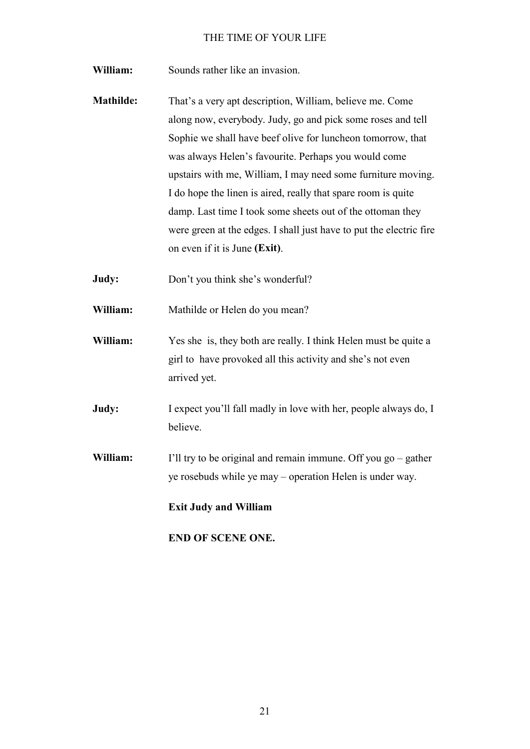**William:** Sounds rather like an invasion.

**Mathilde:** That's a very apt description, William, believe me. Come along now, everybody. Judy, go and pick some roses and tell Sophie we shall have beef olive for luncheon tomorrow, that was always Helen's favourite. Perhaps you would come upstairs with me, William, I may need some furniture moving. I do hope the linen is aired, really that spare room is quite damp. Last time I took some sheets out of the ottoman they were green at the edges. I shall just have to put the electric fire on even if it is June **(Exit)**.

**Judy:** Don't you think she's wonderful?

**William:** Mathilde or Helen do you mean?

**William:** Yes she is, they both are really. I think Helen must be quite a girl to have provoked all this activity and she's not even arrived yet.

**Judy:** I expect you'll fall madly in love with her, people always do, I believe.

**William:** I'll try to be original and remain immune. Off you go – gather ye rosebuds while ye may – operation Helen is under way.

**Exit Judy and William**

**END OF SCENE ONE.**